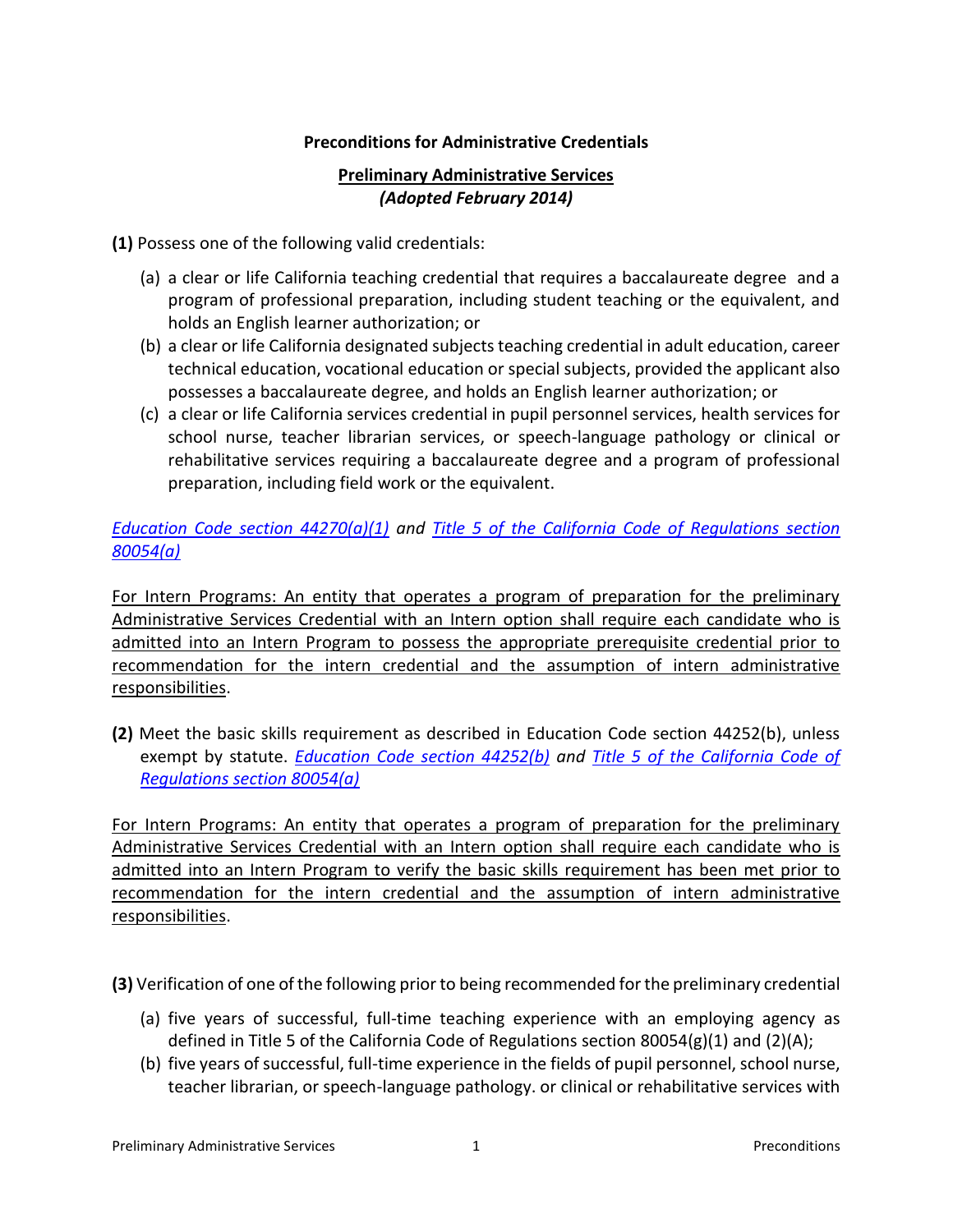**Preconditions for Administrative Credentials**

**Preliminary Administrative Services**
***(Adopted February 2014)***

**(1)** Possess one of the following valid credentials:

(a) a clear or life California teaching credential that requires a baccalaureate degree and a program of professional preparation, including student teaching or the equivalent, and holds an English learner authorization; or

(b) a clear or life California designated subjects teaching credential in adult education, career technical education, vocational education or special subjects, provided the applicant also possesses a baccalaureate degree, and holds an English learner authorization; or

(c) a clear or life California services credential in pupil personnel services, health services for school nurse, teacher librarian services, or speech-language pathology or clinical or rehabilitative services requiring a baccalaureate degree and a program of professional preparation, including field work or the equivalent.

*Education Code section 44270(a)(1) and Title 5 of the California Code of Regulations section 80054(a)*

For Intern Programs: An entity that operates a program of preparation for the preliminary Administrative Services Credential with an Intern option shall require each candidate who is admitted into an Intern Program to possess the appropriate prerequisite credential prior to recommendation for the intern credential and the assumption of intern administrative responsibilities.

**(2)** Meet the basic skills requirement as described in Education Code section 44252(b), unless exempt by statute. *Education Code section 44252(b) and Title 5 of the California Code of Regulations section 80054(a)*

For Intern Programs: An entity that operates a program of preparation for the preliminary Administrative Services Credential with an Intern option shall require each candidate who is admitted into an Intern Program to verify the basic skills requirement has been met prior to recommendation for the intern credential and the assumption of intern administrative responsibilities.

**(3)** Verification of one of the following prior to being recommended for the preliminary credential

(a) five years of successful, full-time teaching experience with an employing agency as defined in Title 5 of the California Code of Regulations section 80054(g)(1) and (2)(A);

(b) five years of successful, full-time experience in the fields of pupil personnel, school nurse, teacher librarian, or speech-language pathology. or clinical or rehabilitative services with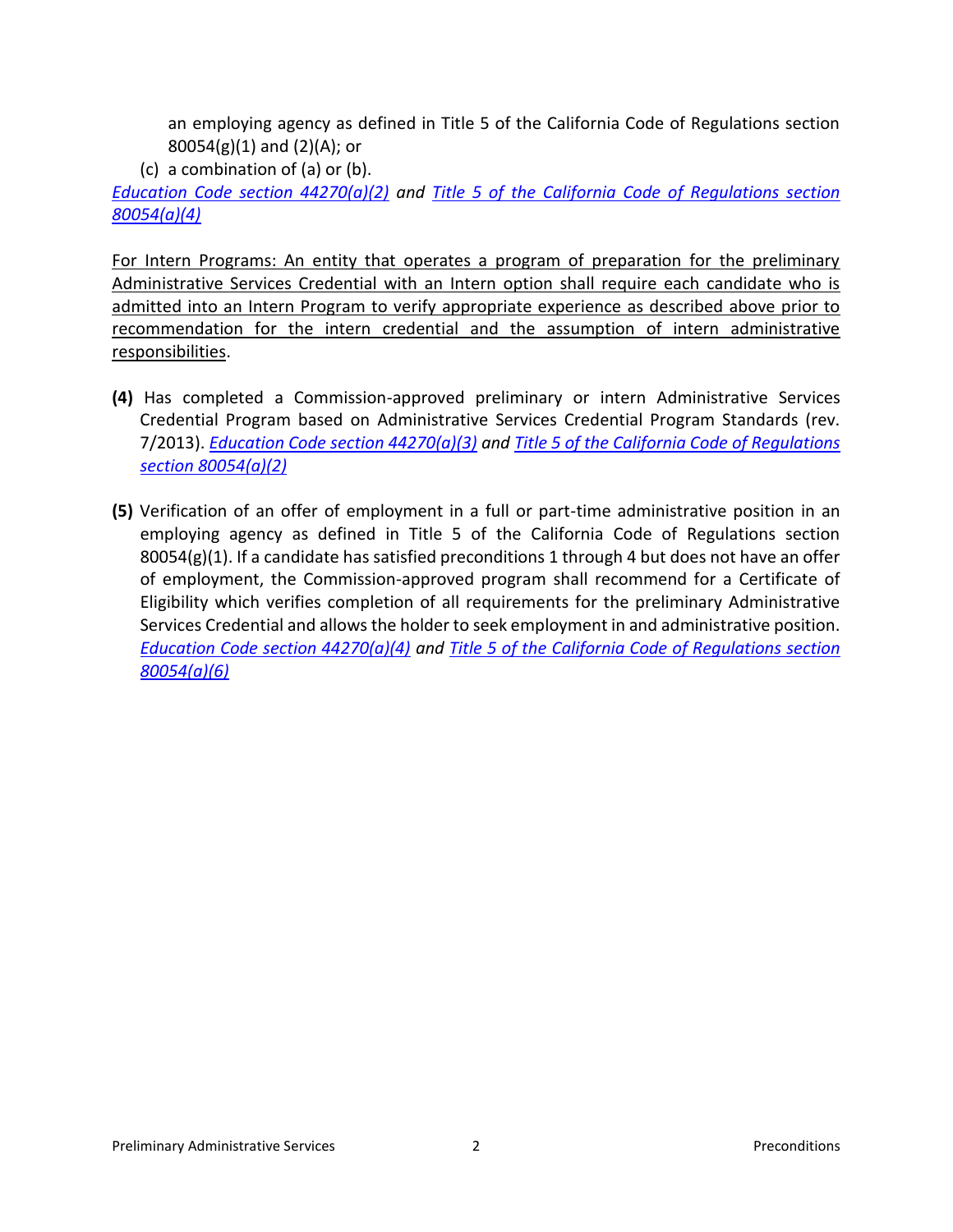an employing agency as defined in Title 5 of the California Code of Regulations section 80054(g)(1) and (2)(A); or

(c) a combination of (a) or (b).

*Education Code section 44270(a)(2) and Title 5 of the California Code of Regulations section 80054(a)(4)*

For Intern Programs: An entity that operates a program of preparation for the preliminary Administrative Services Credential with an Intern option shall require each candidate who is admitted into an Intern Program to verify appropriate experience as described above prior to recommendation for the intern credential and the assumption of intern administrative responsibilities.

**(4)** Has completed a Commission-approved preliminary or intern Administrative Services Credential Program based on Administrative Services Credential Program Standards (rev. 7/2013). *Education Code section 44270(a)(3) and Title 5 of the California Code of Regulations section 80054(a)(2)*

**(5)** Verification of an offer of employment in a full or part-time administrative position in an employing agency as defined in Title 5 of the California Code of Regulations section 80054(g)(1). If a candidate has satisfied preconditions 1 through 4 but does not have an offer of employment, the Commission-approved program shall recommend for a Certificate of Eligibility which verifies completion of all requirements for the preliminary Administrative Services Credential and allows the holder to seek employment in and administrative position. *Education Code section 44270(a)(4) and Title 5 of the California Code of Regulations section 80054(a)(6)*